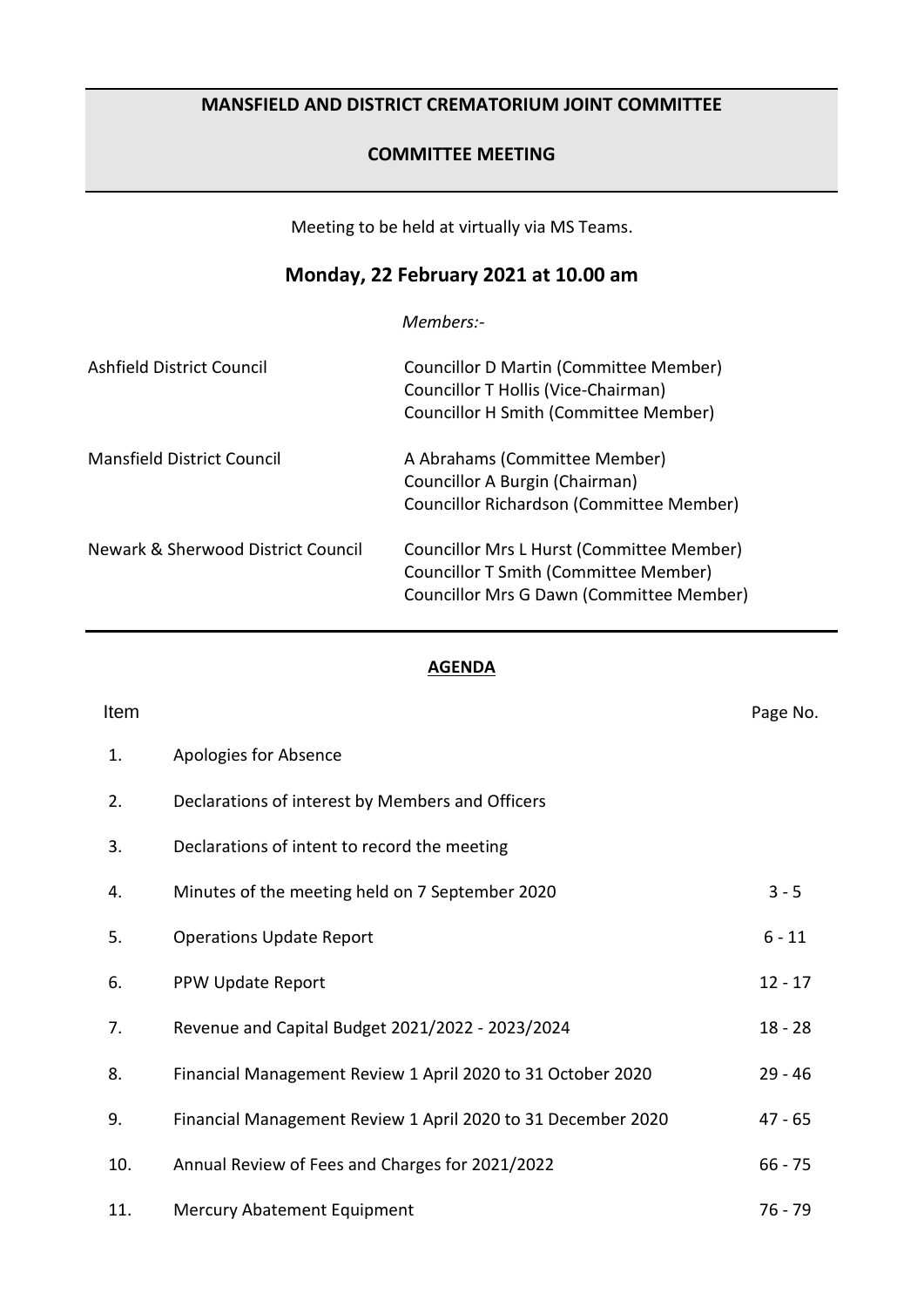# MANSFIELD AND DISTRICT CREMATORIUM JOINT COMMITTEE

## COMMITTEE MEETING

Meeting to be held at virtually via MS Teams.

**Monday, 22 February 2021 at 10.00 am**

*Members:-*

| | |
|---|---|
| Ashfield District Council | Councillor D Martin (Committee Member)<br>Councillor T Hollis (Vice-Chairman)<br>Councillor H Smith (Committee Member) |
| Mansfield District Council | A Abrahams (Committee Member)<br>Councillor A Burgin (Chairman)<br>Councillor Richardson (Committee Member) |
| Newark & Sherwood District Council | Councillor Mrs L Hurst (Committee Member)<br>Councillor T Smith (Committee Member)<br>Councillor Mrs G Dawn (Committee Member) |

**AGENDA**

| Item | | Page No. |
|---|---|---|
| 1. | Apologies for Absence | |
| 2. | Declarations of interest by Members and Officers | |
| 3. | Declarations of intent to record the meeting | |
| 4. | Minutes of the meeting held on 7 September 2020 | 3 - 5 |
| 5. | Operations Update Report | 6 - 11 |
| 6. | PPW Update Report | 12 - 17 |
| 7. | Revenue and Capital Budget 2021/2022 - 2023/2024 | 18 - 28 |
| 8. | Financial Management Review 1 April 2020 to 31 October 2020 | 29 - 46 |
| 9. | Financial Management Review 1 April 2020 to 31 December 2020 | 47 - 65 |
| 10. | Annual Review of Fees and Charges for 2021/2022 | 66 - 75 |
| 11. | Mercury Abatement Equipment | 76 - 79 |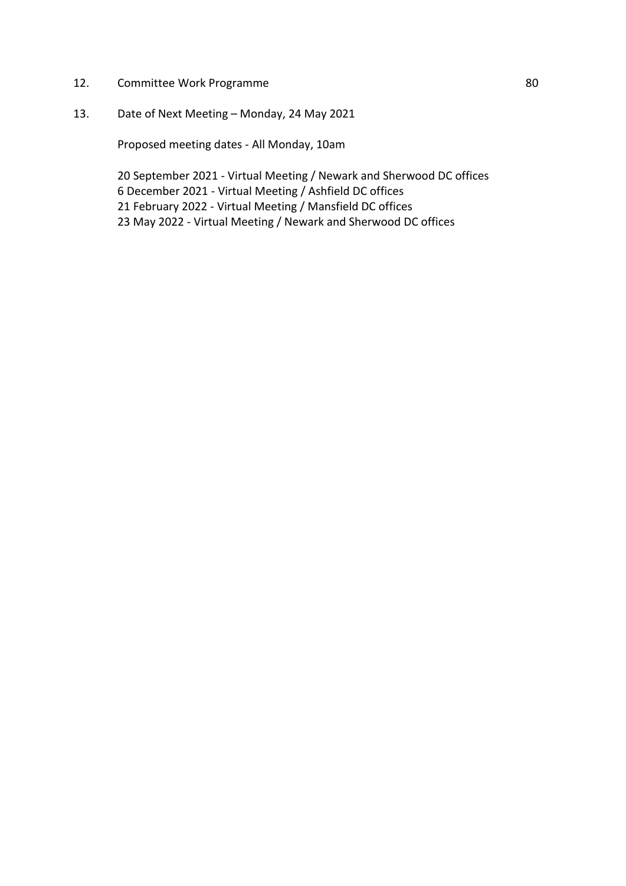12. Committee Work Programme 80

13. Date of Next Meeting – Monday, 24 May 2021

    Proposed meeting dates - All Monday, 10am

    20 September 2021 - Virtual Meeting / Newark and Sherwood DC offices
    6 December 2021 - Virtual Meeting / Ashfield DC offices
    21 February 2022 - Virtual Meeting / Mansfield DC offices
    23 May 2022 - Virtual Meeting / Newark and Sherwood DC offices